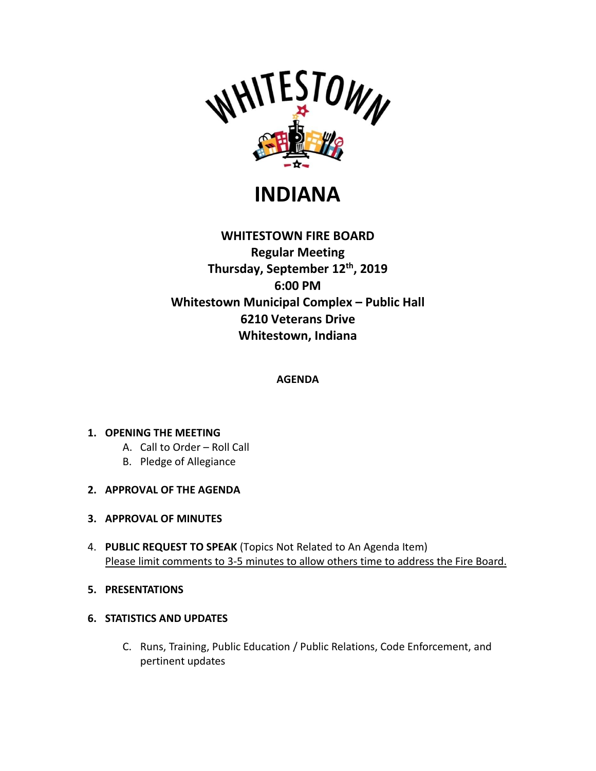WHITESTOWN

# INDIANA

**WHITESTOWN FIRE BOARD**
**Regular Meeting**
**Thursday, September 12th, 2019**
**6:00 PM**
**Whitestown Municipal Complex – Public Hall**
**6210 Veterans Drive**
**Whitestown, Indiana**

**AGENDA**

1. **OPENING THE MEETING**
   A. Call to Order – Roll Call
   B. Pledge of Allegiance

2. **APPROVAL OF THE AGENDA**

3. **APPROVAL OF MINUTES**

4. **PUBLIC REQUEST TO SPEAK** (Topics Not Related to An Agenda Item)
   <u>Please limit comments to 3-5 minutes to allow others time to address the Fire Board.</u>

5. **PRESENTATIONS**

6. **STATISTICS AND UPDATES**

   C. Runs, Training, Public Education / Public Relations, Code Enforcement, and pertinent updates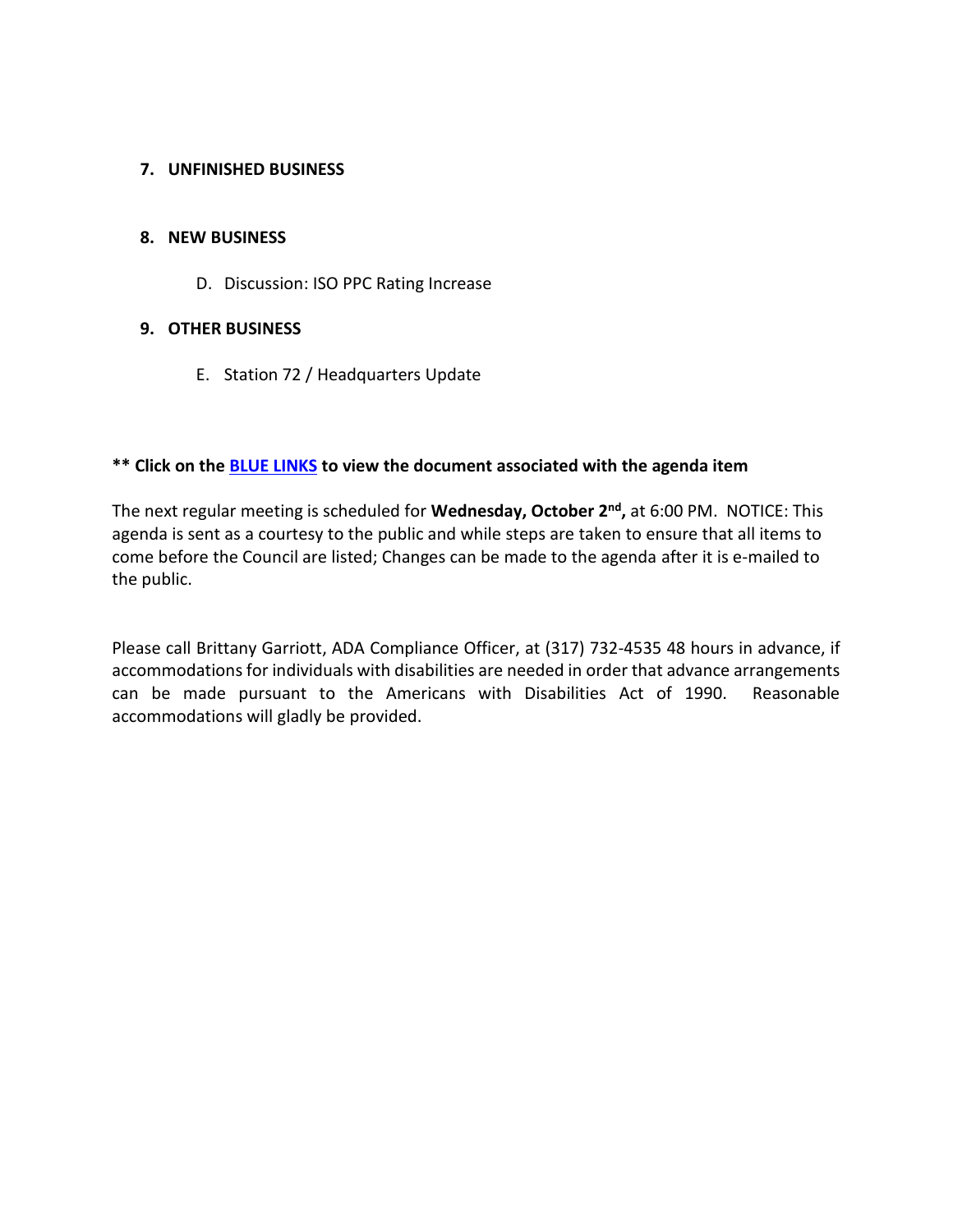**7. UNFINISHED BUSINESS**

**8. NEW BUSINESS**

D. Discussion: ISO PPC Rating Increase

**9. OTHER BUSINESS**

E. Station 72 / Headquarters Update

**** Click on the BLUE LINKS to view the document associated with the agenda item**

The next regular meeting is scheduled for **Wednesday, October 2nd,** at 6:00 PM. NOTICE: This agenda is sent as a courtesy to the public and while steps are taken to ensure that all items to come before the Council are listed; Changes can be made to the agenda after it is e-mailed to the public.

Please call Brittany Garriott, ADA Compliance Officer, at (317) 732-4535 48 hours in advance, if accommodations for individuals with disabilities are needed in order that advance arrangements can be made pursuant to the Americans with Disabilities Act of 1990. Reasonable accommodations will gladly be provided.